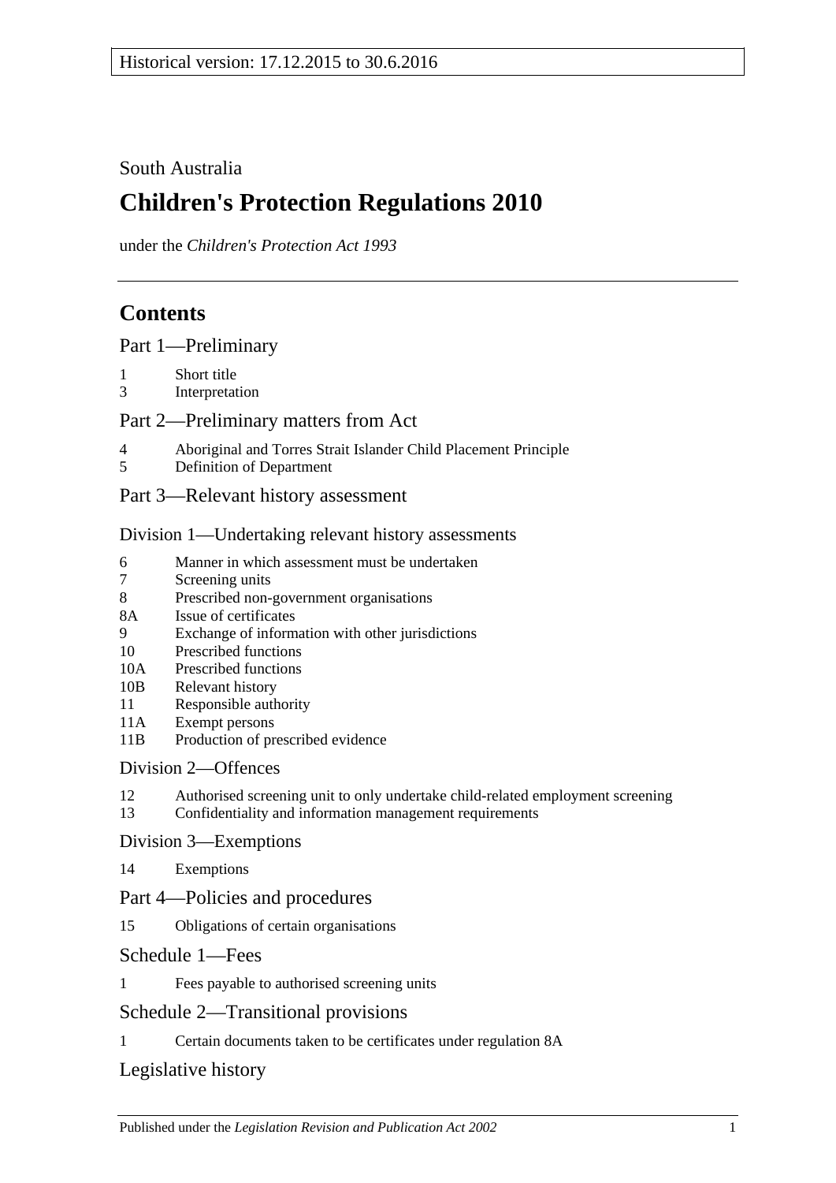Historical version: 17.12.2015 to 30.6.2016

South Australia

# Children's Protection Regulations 2010

under the *Children's Protection Act 1993*

## Contents

Part 1—Preliminary

1 Short title
3 Interpretation

Part 2—Preliminary matters from Act

4 Aboriginal and Torres Strait Islander Child Placement Principle
5 Definition of Department

Part 3—Relevant history assessment

Division 1—Undertaking relevant history assessments

6 Manner in which assessment must be undertaken
7 Screening units
8 Prescribed non-government organisations
8A Issue of certificates
9 Exchange of information with other jurisdictions
10 Prescribed functions
10A Prescribed functions
10B Relevant history
11 Responsible authority
11A Exempt persons
11B Production of prescribed evidence

Division 2—Offences

12 Authorised screening unit to only undertake child-related employment screening
13 Confidentiality and information management requirements

Division 3—Exemptions

14 Exemptions

Part 4—Policies and procedures

15 Obligations of certain organisations

Schedule 1—Fees

1 Fees payable to authorised screening units

Schedule 2—Transitional provisions

1 Certain documents taken to be certificates under regulation 8A

Legislative history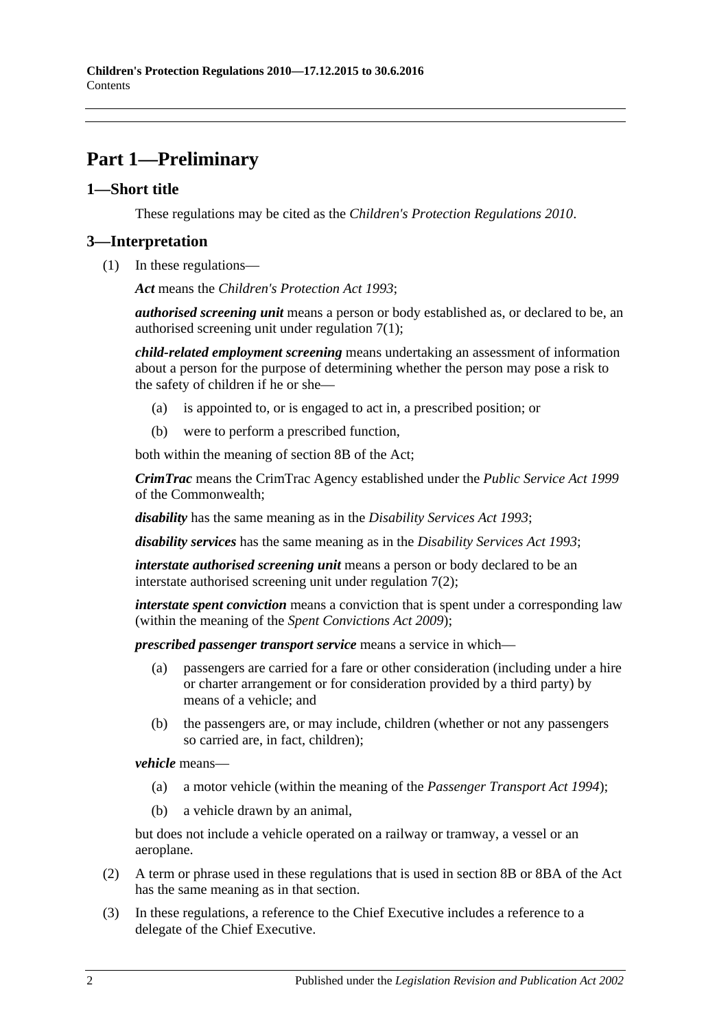# Part 1—Preliminary

## 1—Short title

These regulations may be cited as the *Children's Protection Regulations 2010*.

## 3—Interpretation

(1) In these regulations—

***Act*** means the *Children's Protection Act 1993*;

***authorised screening unit*** means a person or body established as, or declared to be, an authorised screening unit under regulation 7(1);

***child-related employment screening*** means undertaking an assessment of information about a person for the purpose of determining whether the person may pose a risk to the safety of children if he or she—

- (a) is appointed to, or is engaged to act in, a prescribed position; or
- (b) were to perform a prescribed function,

both within the meaning of section 8B of the Act;

***CrimTrac*** means the CrimTrac Agency established under the *Public Service Act 1999* of the Commonwealth;

***disability*** has the same meaning as in the *Disability Services Act 1993*;

***disability services*** has the same meaning as in the *Disability Services Act 1993*;

***interstate authorised screening unit*** means a person or body declared to be an interstate authorised screening unit under regulation 7(2);

***interstate spent conviction*** means a conviction that is spent under a corresponding law (within the meaning of the *Spent Convictions Act 2009*);

***prescribed passenger transport service*** means a service in which—

- (a) passengers are carried for a fare or other consideration (including under a hire or charter arrangement or for consideration provided by a third party) by means of a vehicle; and
- (b) the passengers are, or may include, children (whether or not any passengers so carried are, in fact, children);

***vehicle*** means—

- (a) a motor vehicle (within the meaning of the *Passenger Transport Act 1994*);
- (b) a vehicle drawn by an animal,

but does not include a vehicle operated on a railway or tramway, a vessel or an aeroplane.

(2) A term or phrase used in these regulations that is used in section 8B or 8BA of the Act has the same meaning as in that section.

(3) In these regulations, a reference to the Chief Executive includes a reference to a delegate of the Chief Executive.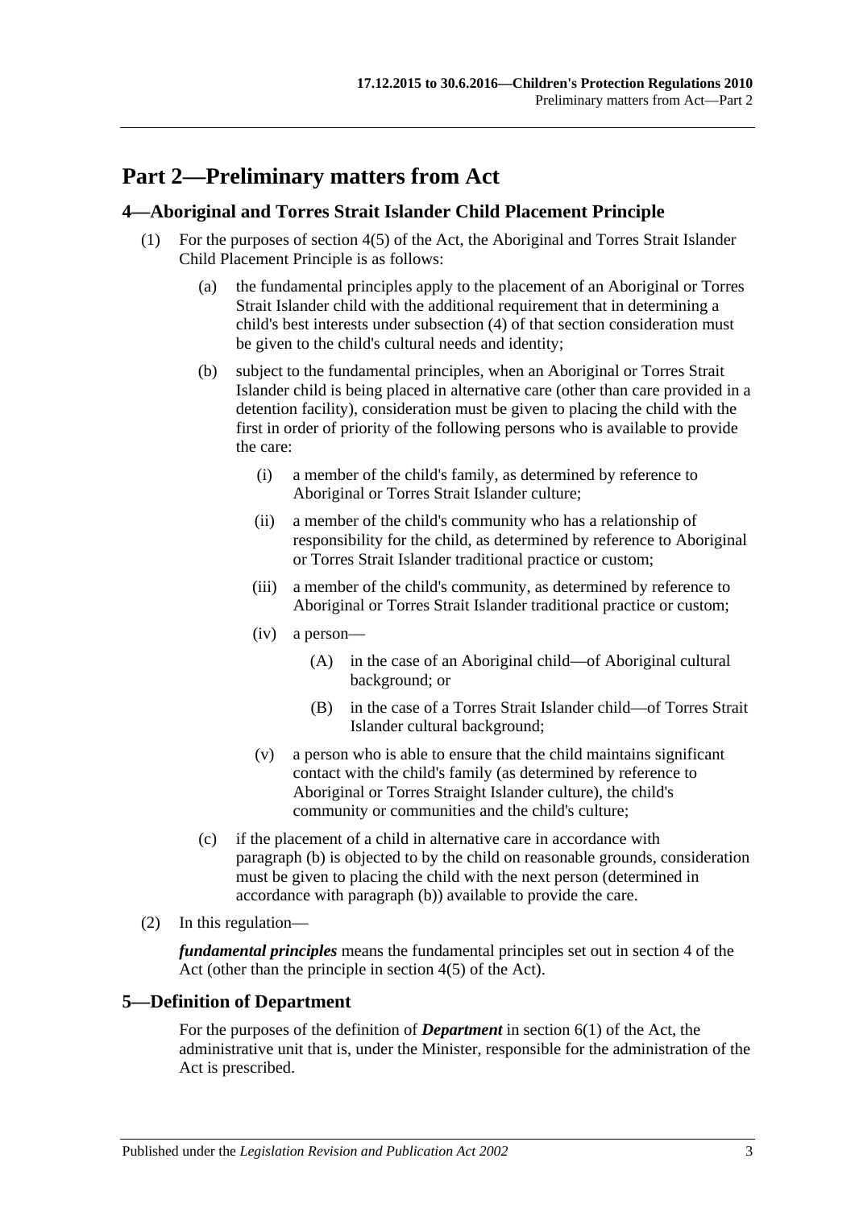# Part 2—Preliminary matters from Act

## 4—Aboriginal and Torres Strait Islander Child Placement Principle

(1) For the purposes of section 4(5) of the Act, the Aboriginal and Torres Strait Islander Child Placement Principle is as follows:

(a) the fundamental principles apply to the placement of an Aboriginal or Torres Strait Islander child with the additional requirement that in determining a child's best interests under subsection (4) of that section consideration must be given to the child's cultural needs and identity;

(b) subject to the fundamental principles, when an Aboriginal or Torres Strait Islander child is being placed in alternative care (other than care provided in a detention facility), consideration must be given to placing the child with the first in order of priority of the following persons who is available to provide the care:

(i) a member of the child's family, as determined by reference to Aboriginal or Torres Strait Islander culture;

(ii) a member of the child's community who has a relationship of responsibility for the child, as determined by reference to Aboriginal or Torres Strait Islander traditional practice or custom;

(iii) a member of the child's community, as determined by reference to Aboriginal or Torres Strait Islander traditional practice or custom;

(iv) a person—

(A) in the case of an Aboriginal child—of Aboriginal cultural background; or

(B) in the case of a Torres Strait Islander child—of Torres Strait Islander cultural background;

(v) a person who is able to ensure that the child maintains significant contact with the child's family (as determined by reference to Aboriginal or Torres Straight Islander culture), the child's community or communities and the child's culture;

(c) if the placement of a child in alternative care in accordance with paragraph (b) is objected to by the child on reasonable grounds, consideration must be given to placing the child with the next person (determined in accordance with paragraph (b)) available to provide the care.

(2) In this regulation—

***fundamental principles*** means the fundamental principles set out in section 4 of the Act (other than the principle in section 4(5) of the Act).

## 5—Definition of Department

For the purposes of the definition of ***Department*** in section 6(1) of the Act, the administrative unit that is, under the Minister, responsible for the administration of the Act is prescribed.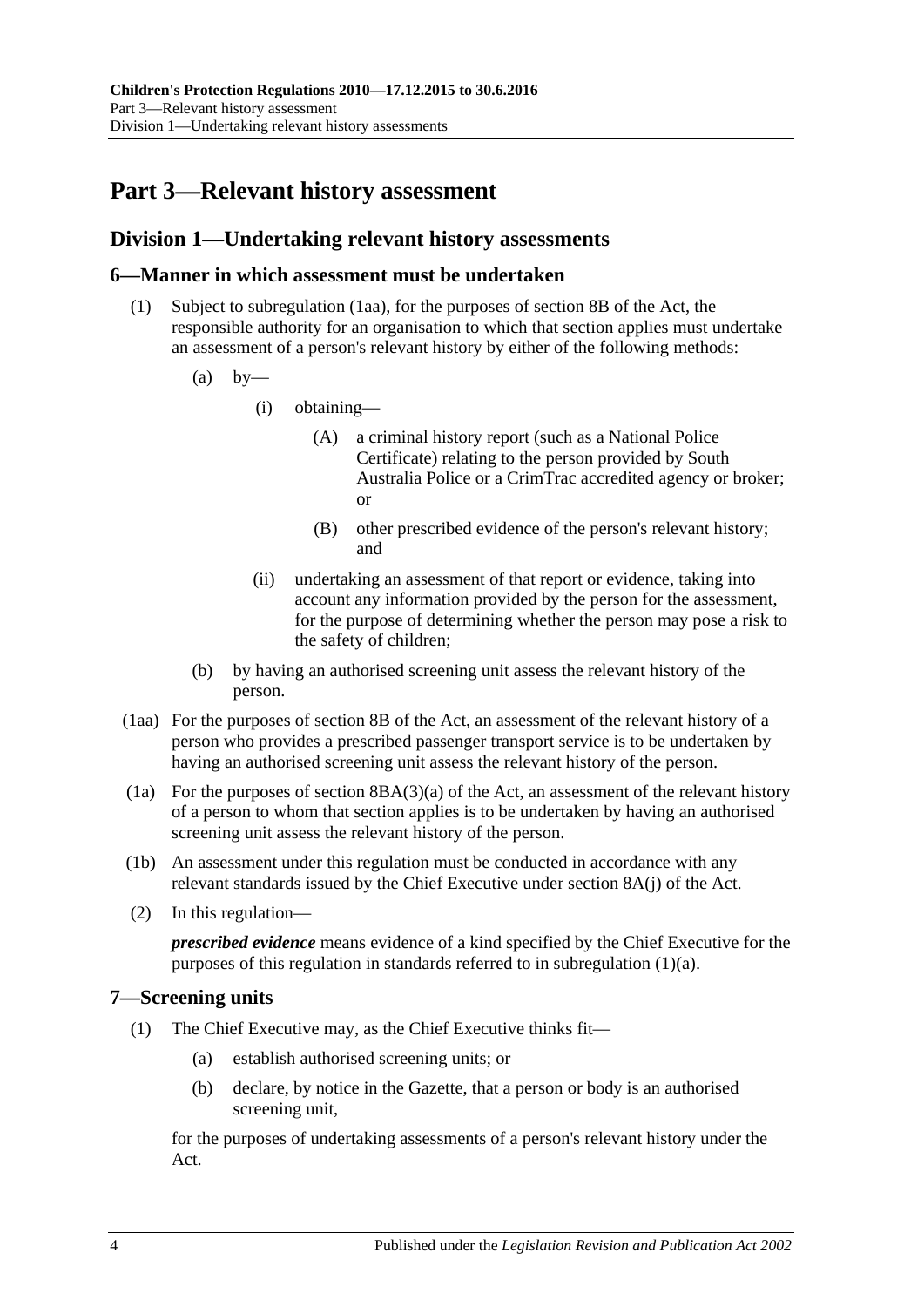# Part 3—Relevant history assessment

## Division 1—Undertaking relevant history assessments

### 6—Manner in which assessment must be undertaken

(1) Subject to subregulation (1aa), for the purposes of section 8B of the Act, the responsible authority for an organisation to which that section applies must undertake an assessment of a person's relevant history by either of the following methods:

(a) by—

(i) obtaining—

(A) a criminal history report (such as a National Police Certificate) relating to the person provided by South Australia Police or a CrimTrac accredited agency or broker; or

(B) other prescribed evidence of the person's relevant history; and

(ii) undertaking an assessment of that report or evidence, taking into account any information provided by the person for the assessment, for the purpose of determining whether the person may pose a risk to the safety of children;

(b) by having an authorised screening unit assess the relevant history of the person.

(1aa) For the purposes of section 8B of the Act, an assessment of the relevant history of a person who provides a prescribed passenger transport service is to be undertaken by having an authorised screening unit assess the relevant history of the person.

(1a) For the purposes of section 8BA(3)(a) of the Act, an assessment of the relevant history of a person to whom that section applies is to be undertaken by having an authorised screening unit assess the relevant history of the person.

(1b) An assessment under this regulation must be conducted in accordance with any relevant standards issued by the Chief Executive under section 8A(j) of the Act.

(2) In this regulation—

***prescribed evidence*** means evidence of a kind specified by the Chief Executive for the purposes of this regulation in standards referred to in subregulation (1)(a).

### 7—Screening units

(1) The Chief Executive may, as the Chief Executive thinks fit—

(a) establish authorised screening units; or

(b) declare, by notice in the Gazette, that a person or body is an authorised screening unit,

for the purposes of undertaking assessments of a person's relevant history under the Act.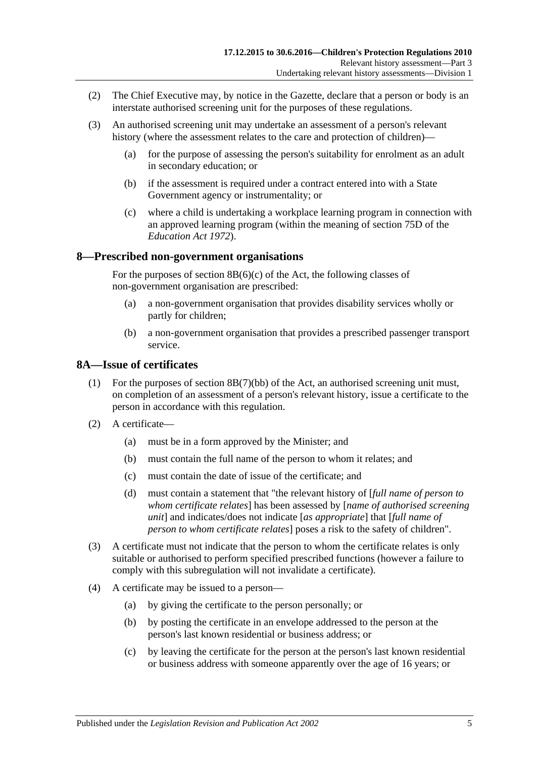(2) The Chief Executive may, by notice in the Gazette, declare that a person or body is an interstate authorised screening unit for the purposes of these regulations.

(3) An authorised screening unit may undertake an assessment of a person's relevant history (where the assessment relates to the care and protection of children)—

(a) for the purpose of assessing the person's suitability for enrolment as an adult in secondary education; or

(b) if the assessment is required under a contract entered into with a State Government agency or instrumentality; or

(c) where a child is undertaking a workplace learning program in connection with an approved learning program (within the meaning of section 75D of the *Education Act 1972*).

## 8—Prescribed non-government organisations

For the purposes of section 8B(6)(c) of the Act, the following classes of non-government organisation are prescribed:

(a) a non-government organisation that provides disability services wholly or partly for children;

(b) a non-government organisation that provides a prescribed passenger transport service.

## 8A—Issue of certificates

(1) For the purposes of section 8B(7)(bb) of the Act, an authorised screening unit must, on completion of an assessment of a person's relevant history, issue a certificate to the person in accordance with this regulation.

(2) A certificate—

(a) must be in a form approved by the Minister; and

(b) must contain the full name of the person to whom it relates; and

(c) must contain the date of issue of the certificate; and

(d) must contain a statement that "the relevant history of [*full name of person to whom certificate relates*] has been assessed by [*name of authorised screening unit*] and indicates/does not indicate [*as appropriate*] that [*full name of person to whom certificate relates*] poses a risk to the safety of children".

(3) A certificate must not indicate that the person to whom the certificate relates is only suitable or authorised to perform specified prescribed functions (however a failure to comply with this subregulation will not invalidate a certificate).

(4) A certificate may be issued to a person—

(a) by giving the certificate to the person personally; or

(b) by posting the certificate in an envelope addressed to the person at the person's last known residential or business address; or

(c) by leaving the certificate for the person at the person's last known residential or business address with someone apparently over the age of 16 years; or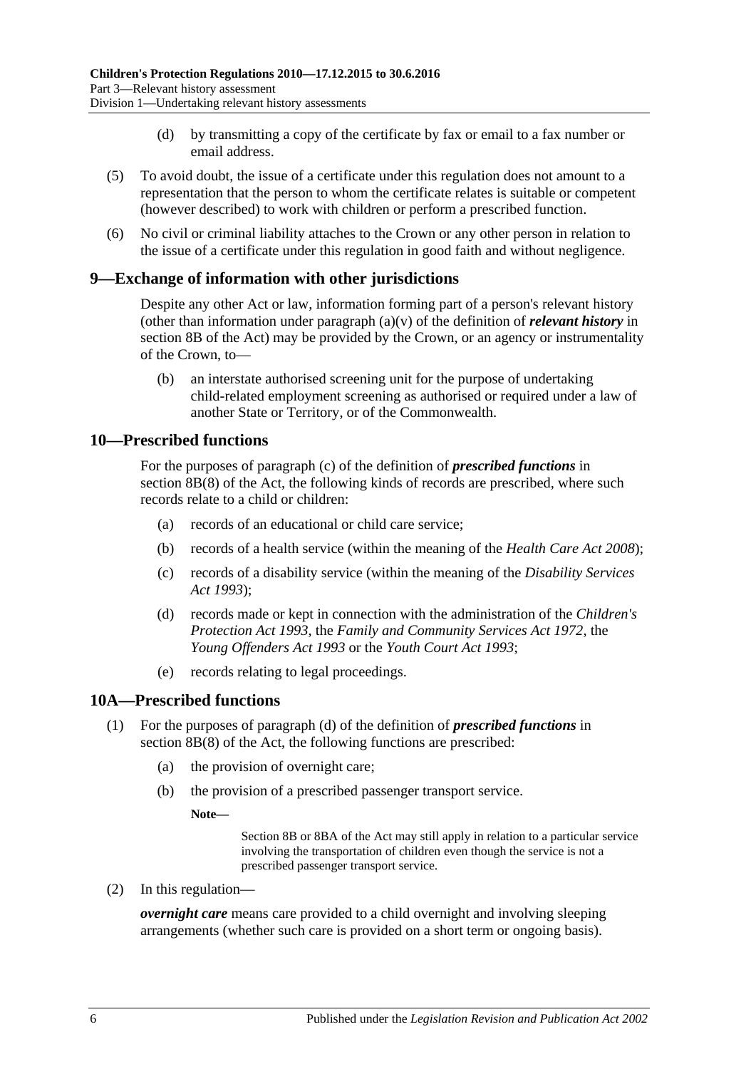(d) by transmitting a copy of the certificate by fax or email to a fax number or email address.

(5) To avoid doubt, the issue of a certificate under this regulation does not amount to a representation that the person to whom the certificate relates is suitable or competent (however described) to work with children or perform a prescribed function.

(6) No civil or criminal liability attaches to the Crown or any other person in relation to the issue of a certificate under this regulation in good faith and without negligence.

## 9—Exchange of information with other jurisdictions

Despite any other Act or law, information forming part of a person's relevant history (other than information under paragraph (a)(v) of the definition of ***relevant history*** in section 8B of the Act) may be provided by the Crown, or an agency or instrumentality of the Crown, to—

(b) an interstate authorised screening unit for the purpose of undertaking child-related employment screening as authorised or required under a law of another State or Territory, or of the Commonwealth.

## 10—Prescribed functions

For the purposes of paragraph (c) of the definition of ***prescribed functions*** in section 8B(8) of the Act, the following kinds of records are prescribed, where such records relate to a child or children:

(a) records of an educational or child care service;

(b) records of a health service (within the meaning of the *Health Care Act 2008*);

(c) records of a disability service (within the meaning of the *Disability Services Act 1993*);

(d) records made or kept in connection with the administration of the *Children's Protection Act 1993*, the *Family and Community Services Act 1972*, the *Young Offenders Act 1993* or the *Youth Court Act 1993*;

(e) records relating to legal proceedings.

## 10A—Prescribed functions

(1) For the purposes of paragraph (d) of the definition of ***prescribed functions*** in section 8B(8) of the Act, the following functions are prescribed:

(a) the provision of overnight care;

(b) the provision of a prescribed passenger transport service.

**Note—**

Section 8B or 8BA of the Act may still apply in relation to a particular service involving the transportation of children even though the service is not a prescribed passenger transport service.

(2) In this regulation—

***overnight care*** means care provided to a child overnight and involving sleeping arrangements (whether such care is provided on a short term or ongoing basis).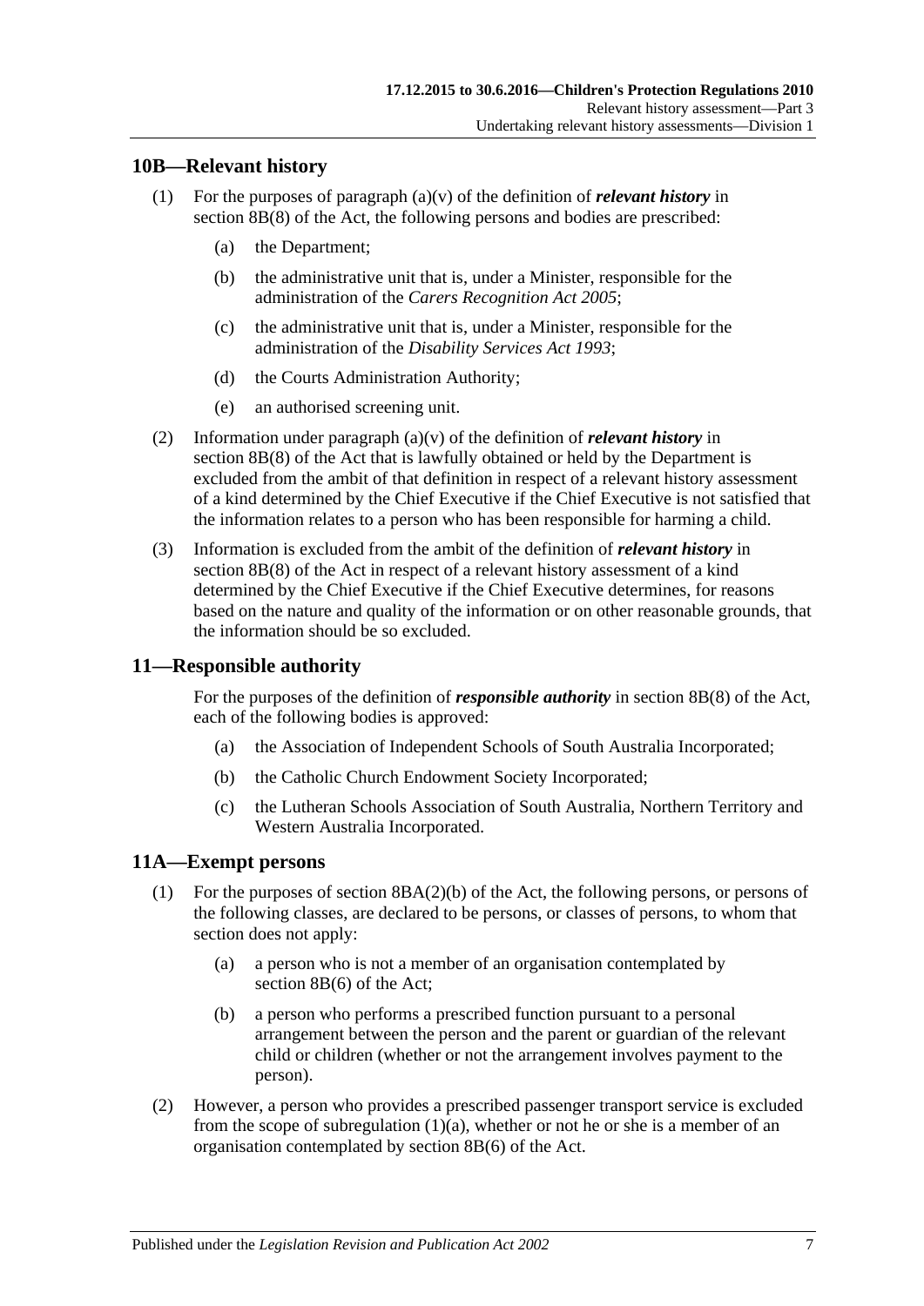## 10B—Relevant history

(1) For the purposes of paragraph (a)(v) of the definition of ***relevant history*** in section 8B(8) of the Act, the following persons and bodies are prescribed:

  (a) the Department;

  (b) the administrative unit that is, under a Minister, responsible for the administration of the *Carers Recognition Act 2005*;

  (c) the administrative unit that is, under a Minister, responsible for the administration of the *Disability Services Act 1993*;

  (d) the Courts Administration Authority;

  (e) an authorised screening unit.

(2) Information under paragraph (a)(v) of the definition of ***relevant history*** in section 8B(8) of the Act that is lawfully obtained or held by the Department is excluded from the ambit of that definition in respect of a relevant history assessment of a kind determined by the Chief Executive if the Chief Executive is not satisfied that the information relates to a person who has been responsible for harming a child.

(3) Information is excluded from the ambit of the definition of ***relevant history*** in section 8B(8) of the Act in respect of a relevant history assessment of a kind determined by the Chief Executive if the Chief Executive determines, for reasons based on the nature and quality of the information or on other reasonable grounds, that the information should be so excluded.

## 11—Responsible authority

For the purposes of the definition of ***responsible authority*** in section 8B(8) of the Act, each of the following bodies is approved:

  (a) the Association of Independent Schools of South Australia Incorporated;

  (b) the Catholic Church Endowment Society Incorporated;

  (c) the Lutheran Schools Association of South Australia, Northern Territory and Western Australia Incorporated.

## 11A—Exempt persons

(1) For the purposes of section 8BA(2)(b) of the Act, the following persons, or persons of the following classes, are declared to be persons, or classes of persons, to whom that section does not apply:

  (a) a person who is not a member of an organisation contemplated by section 8B(6) of the Act;

  (b) a person who performs a prescribed function pursuant to a personal arrangement between the person and the parent or guardian of the relevant child or children (whether or not the arrangement involves payment to the person).

(2) However, a person who provides a prescribed passenger transport service is excluded from the scope of subregulation (1)(a), whether or not he or she is a member of an organisation contemplated by section 8B(6) of the Act.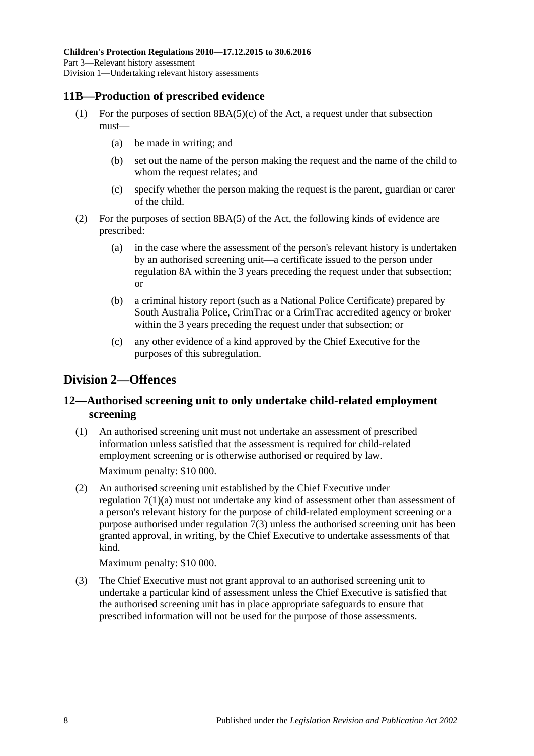## 11B—Production of prescribed evidence

(1) For the purposes of section 8BA(5)(c) of the Act, a request under that subsection must—

- (a) be made in writing; and
- (b) set out the name of the person making the request and the name of the child to whom the request relates; and
- (c) specify whether the person making the request is the parent, guardian or carer of the child.

(2) For the purposes of section 8BA(5) of the Act, the following kinds of evidence are prescribed:

- (a) in the case where the assessment of the person's relevant history is undertaken by an authorised screening unit—a certificate issued to the person under regulation 8A within the 3 years preceding the request under that subsection; or
- (b) a criminal history report (such as a National Police Certificate) prepared by South Australia Police, CrimTrac or a CrimTrac accredited agency or broker within the 3 years preceding the request under that subsection; or
- (c) any other evidence of a kind approved by the Chief Executive for the purposes of this subregulation.

# Division 2—Offences

## 12—Authorised screening unit to only undertake child-related employment screening

(1) An authorised screening unit must not undertake an assessment of prescribed information unless satisfied that the assessment is required for child-related employment screening or is otherwise authorised or required by law.

Maximum penalty: $10 000.

(2) An authorised screening unit established by the Chief Executive under regulation 7(1)(a) must not undertake any kind of assessment other than assessment of a person's relevant history for the purpose of child-related employment screening or a purpose authorised under regulation 7(3) unless the authorised screening unit has been granted approval, in writing, by the Chief Executive to undertake assessments of that kind.

Maximum penalty: $10 000.

(3) The Chief Executive must not grant approval to an authorised screening unit to undertake a particular kind of assessment unless the Chief Executive is satisfied that the authorised screening unit has in place appropriate safeguards to ensure that prescribed information will not be used for the purpose of those assessments.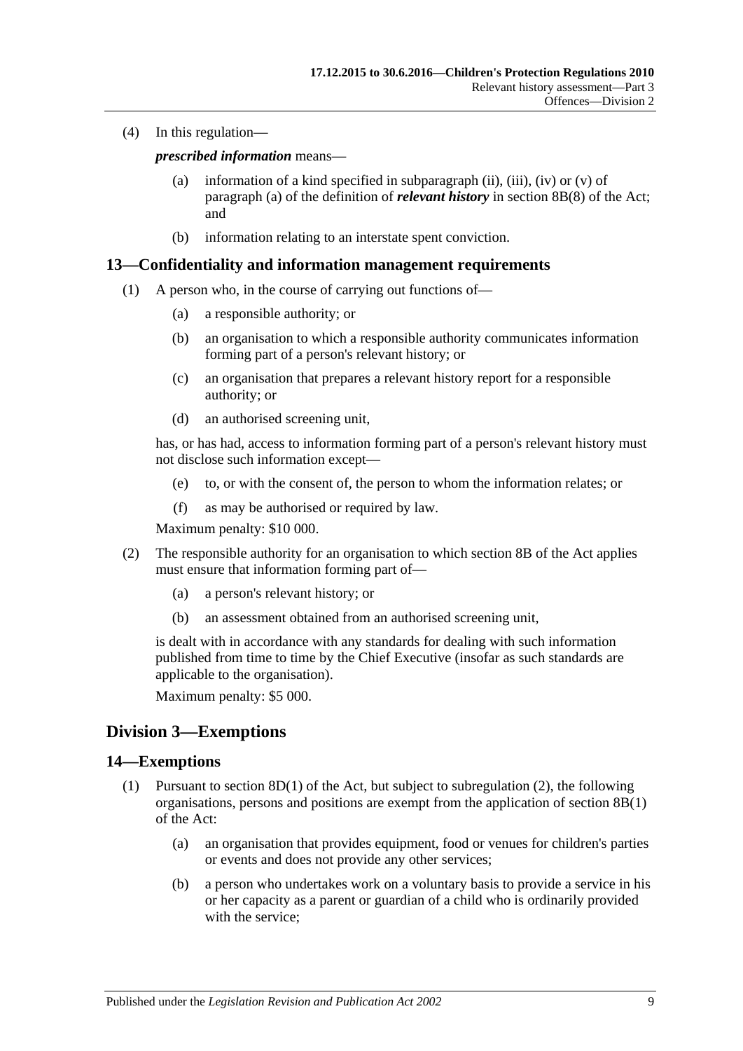(4) In this regulation—

***prescribed information*** means—

(a) information of a kind specified in subparagraph (ii), (iii), (iv) or (v) of paragraph (a) of the definition of ***relevant history*** in section 8B(8) of the Act; and

(b) information relating to an interstate spent conviction.

## 13—Confidentiality and information management requirements

(1) A person who, in the course of carrying out functions of—

(a) a responsible authority; or

(b) an organisation to which a responsible authority communicates information forming part of a person's relevant history; or

(c) an organisation that prepares a relevant history report for a responsible authority; or

(d) an authorised screening unit,

has, or has had, access to information forming part of a person's relevant history must not disclose such information except—

(e) to, or with the consent of, the person to whom the information relates; or

(f) as may be authorised or required by law.

Maximum penalty: $10 000.

(2) The responsible authority for an organisation to which section 8B of the Act applies must ensure that information forming part of—

(a) a person's relevant history; or

(b) an assessment obtained from an authorised screening unit,

is dealt with in accordance with any standards for dealing with such information published from time to time by the Chief Executive (insofar as such standards are applicable to the organisation).

Maximum penalty: $5 000.

# Division 3—Exemptions

## 14—Exemptions

(1) Pursuant to section 8D(1) of the Act, but subject to subregulation (2), the following organisations, persons and positions are exempt from the application of section 8B(1) of the Act:

(a) an organisation that provides equipment, food or venues for children's parties or events and does not provide any other services;

(b) a person who undertakes work on a voluntary basis to provide a service in his or her capacity as a parent or guardian of a child who is ordinarily provided with the service;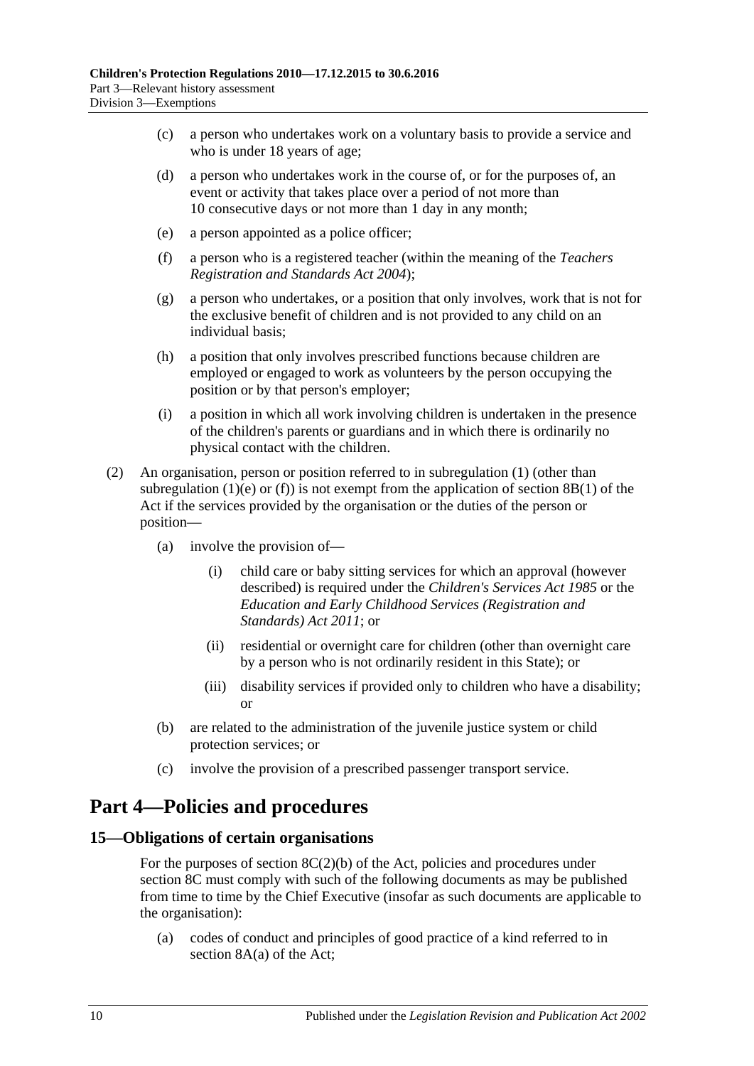(c) a person who undertakes work on a voluntary basis to provide a service and who is under 18 years of age;

(d) a person who undertakes work in the course of, or for the purposes of, an event or activity that takes place over a period of not more than 10 consecutive days or not more than 1 day in any month;

(e) a person appointed as a police officer;

(f) a person who is a registered teacher (within the meaning of the *Teachers Registration and Standards Act 2004*);

(g) a person who undertakes, or a position that only involves, work that is not for the exclusive benefit of children and is not provided to any child on an individual basis;

(h) a position that only involves prescribed functions because children are employed or engaged to work as volunteers by the person occupying the position or by that person's employer;

(i) a position in which all work involving children is undertaken in the presence of the children's parents or guardians and in which there is ordinarily no physical contact with the children.

(2) An organisation, person or position referred to in subregulation (1) (other than subregulation (1)(e) or (f)) is not exempt from the application of section 8B(1) of the Act if the services provided by the organisation or the duties of the person or position—

(a) involve the provision of—

(i) child care or baby sitting services for which an approval (however described) is required under the *Children's Services Act 1985* or the *Education and Early Childhood Services (Registration and Standards) Act 2011*; or

(ii) residential or overnight care for children (other than overnight care by a person who is not ordinarily resident in this State); or

(iii) disability services if provided only to children who have a disability; or

(b) are related to the administration of the juvenile justice system or child protection services; or

(c) involve the provision of a prescribed passenger transport service.

# Part 4—Policies and procedures

## 15—Obligations of certain organisations

For the purposes of section 8C(2)(b) of the Act, policies and procedures under section 8C must comply with such of the following documents as may be published from time to time by the Chief Executive (insofar as such documents are applicable to the organisation):

(a) codes of conduct and principles of good practice of a kind referred to in section 8A(a) of the Act;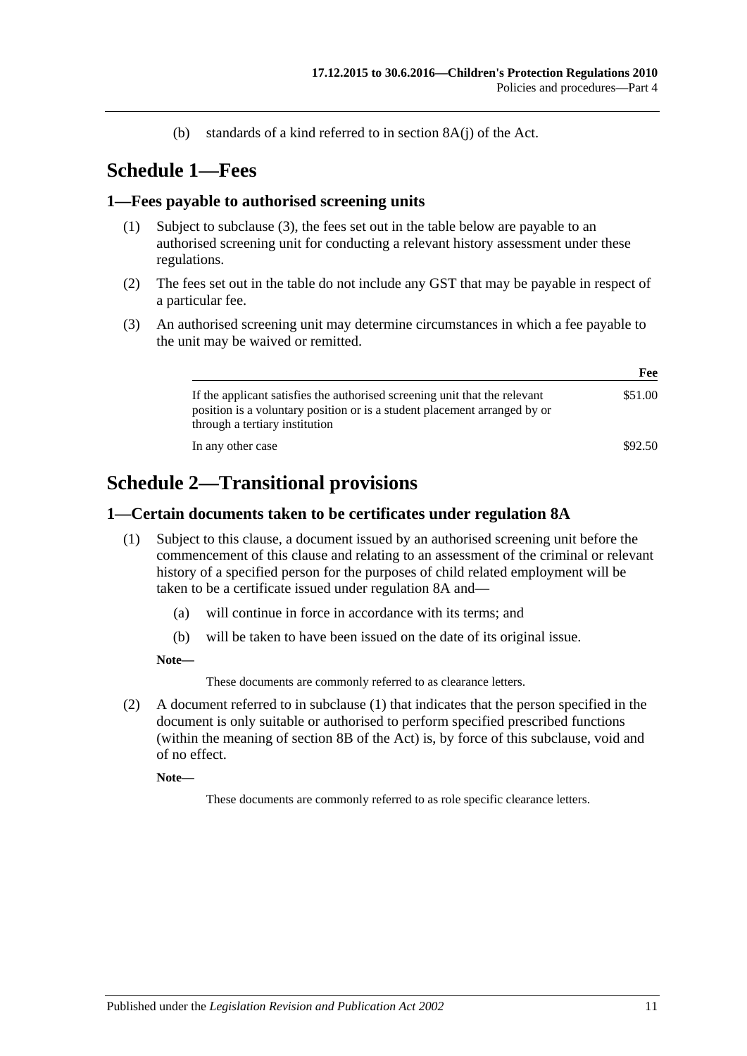(b) standards of a kind referred to in section 8A(j) of the Act.

# Schedule 1—Fees

## 1—Fees payable to authorised screening units

(1) Subject to subclause (3), the fees set out in the table below are payable to an authorised screening unit for conducting a relevant history assessment under these regulations.

(2) The fees set out in the table do not include any GST that may be payable in respect of a particular fee.

(3) An authorised screening unit may determine circumstances in which a fee payable to the unit may be waived or remitted.

| | Fee |
|---|---|
| If the applicant satisfies the authorised screening unit that the relevant position is a voluntary position or is a student placement arranged by or through a tertiary institution | \$51.00 |
| In any other case | \$92.50 |

# Schedule 2—Transitional provisions

## 1—Certain documents taken to be certificates under regulation 8A

(1) Subject to this clause, a document issued by an authorised screening unit before the commencement of this clause and relating to an assessment of the criminal or relevant history of a specified person for the purposes of child related employment will be taken to be a certificate issued under regulation 8A and—

(a) will continue in force in accordance with its terms; and

(b) will be taken to have been issued on the date of its original issue.

**Note—**

These documents are commonly referred to as clearance letters.

(2) A document referred to in subclause (1) that indicates that the person specified in the document is only suitable or authorised to perform specified prescribed functions (within the meaning of section 8B of the Act) is, by force of this subclause, void and of no effect.

**Note—**

These documents are commonly referred to as role specific clearance letters.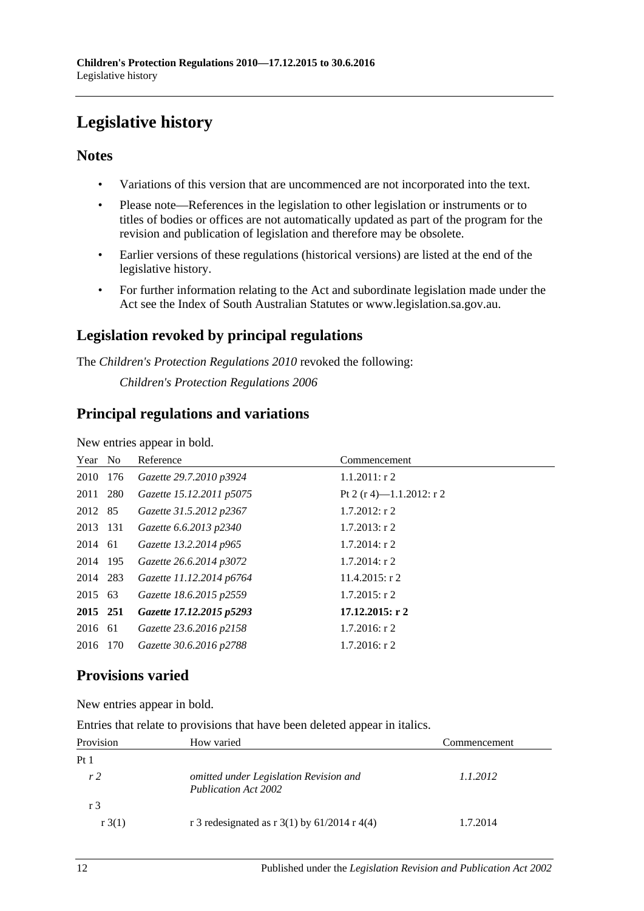# Legislative history

## Notes

- Variations of this version that are uncommenced are not incorporated into the text.
- Please note—References in the legislation to other legislation or instruments or to titles of bodies or offices are not automatically updated as part of the program for the revision and publication of legislation and therefore may be obsolete.
- Earlier versions of these regulations (historical versions) are listed at the end of the legislative history.
- For further information relating to the Act and subordinate legislation made under the Act see the Index of South Australian Statutes or www.legislation.sa.gov.au.

## Legislation revoked by principal regulations

The *Children's Protection Regulations 2010* revoked the following:

*Children's Protection Regulations 2006*

## Principal regulations and variations

New entries appear in bold.

| Year | No | Reference | Commencement |
|---|---|---|---|
| 2010 | 176 | *Gazette 29.7.2010 p3924* | 1.1.2011: r 2 |
| 2011 | 280 | *Gazette 15.12.2011 p5075* | Pt 2 (r 4)—1.1.2012: r 2 |
| 2012 | 85 | *Gazette 31.5.2012 p2367* | 1.7.2012: r 2 |
| 2013 | 131 | *Gazette 6.6.2013 p2340* | 1.7.2013: r 2 |
| 2014 | 61 | *Gazette 13.2.2014 p965* | 1.7.2014: r 2 |
| 2014 | 195 | *Gazette 26.6.2014 p3072* | 1.7.2014: r 2 |
| 2014 | 283 | *Gazette 11.12.2014 p6764* | 11.4.2015: r 2 |
| 2015 | 63 | *Gazette 18.6.2015 p2559* | 1.7.2015: r 2 |
| **2015** | **251** | ***Gazette 17.12.2015 p5293*** | **17.12.2015: r 2** |
| 2016 | 61 | *Gazette 23.6.2016 p2158* | 1.7.2016: r 2 |
| 2016 | 170 | *Gazette 30.6.2016 p2788* | 1.7.2016: r 2 |

## Provisions varied

New entries appear in bold.

Entries that relate to provisions that have been deleted appear in italics.

| Provision | How varied | Commencement |
|---|---|---|
| Pt 1 | | |
| *r 2* | *omitted under Legislation Revision and Publication Act 2002* | *1.1.2012* |
| r 3 | | |
| r 3(1) | r 3 redesignated as r 3(1) by 61/2014 r 4(4) | 1.7.2014 |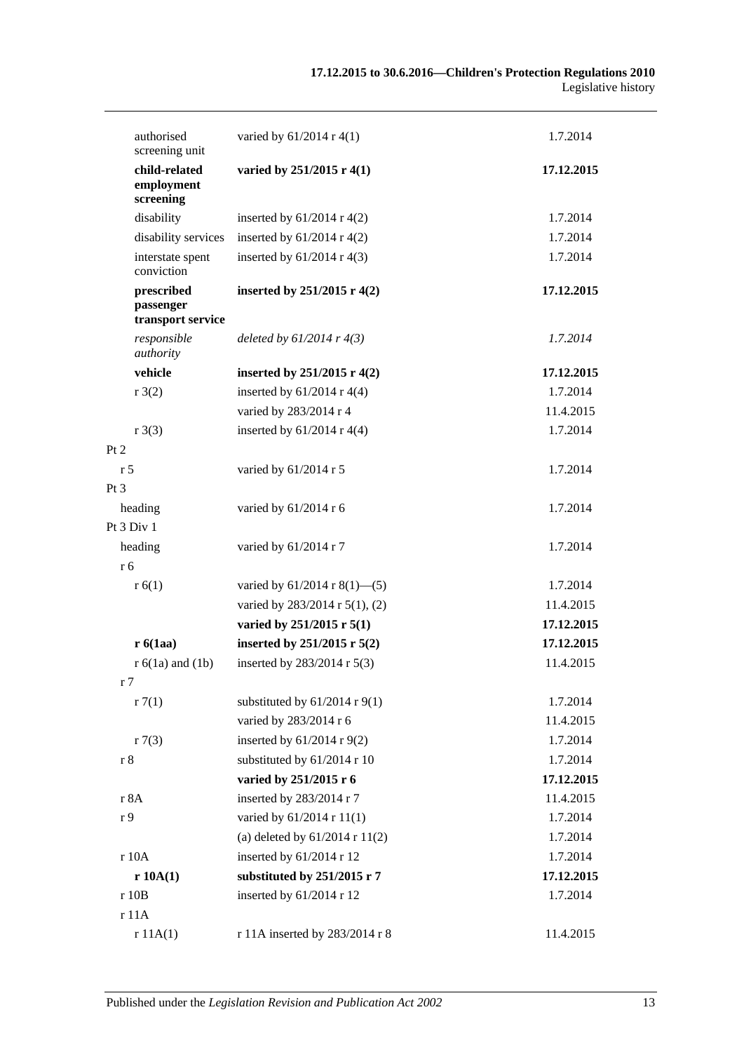| | | |
|---|---|---|
| authorised screening unit | varied by 61/2014 r 4(1) | 1.7.2014 |
| **child-related employment screening** | **varied by 251/2015 r 4(1)** | **17.12.2015** |
| disability | inserted by 61/2014 r 4(2) | 1.7.2014 |
| disability services | inserted by 61/2014 r 4(2) | 1.7.2014 |
| interstate spent conviction | inserted by 61/2014 r 4(3) | 1.7.2014 |
| **prescribed passenger transport service** | **inserted by 251/2015 r 4(2)** | **17.12.2015** |
| *responsible authority* | *deleted by 61/2014 r 4(3)* | *1.7.2014* |
| **vehicle** | **inserted by 251/2015 r 4(2)** | **17.12.2015** |
| r 3(2) | inserted by 61/2014 r 4(4) | 1.7.2014 |
| | varied by 283/2014 r 4 | 11.4.2015 |
| r 3(3) | inserted by 61/2014 r 4(4) | 1.7.2014 |
| Pt 2 | | |
| r 5 | varied by 61/2014 r 5 | 1.7.2014 |
| Pt 3 | | |
| heading | varied by 61/2014 r 6 | 1.7.2014 |
| Pt 3 Div 1 | | |
| heading | varied by 61/2014 r 7 | 1.7.2014 |
| r 6 | | |
| r 6(1) | varied by 61/2014 r 8(1)—(5) | 1.7.2014 |
| | varied by 283/2014 r 5(1), (2) | 11.4.2015 |
| | **varied by 251/2015 r 5(1)** | **17.12.2015** |
| **r 6(1aa)** | **inserted by 251/2015 r 5(2)** | **17.12.2015** |
| r 6(1a) and (1b) | inserted by 283/2014 r 5(3) | 11.4.2015 |
| r 7 | | |
| r 7(1) | substituted by 61/2014 r 9(1) | 1.7.2014 |
| | varied by 283/2014 r 6 | 11.4.2015 |
| r 7(3) | inserted by 61/2014 r 9(2) | 1.7.2014 |
| r 8 | substituted by 61/2014 r 10 | 1.7.2014 |
| | **varied by 251/2015 r 6** | **17.12.2015** |
| r 8A | inserted by 283/2014 r 7 | 11.4.2015 |
| r 9 | varied by 61/2014 r 11(1) | 1.7.2014 |
| | (a) deleted by 61/2014 r 11(2) | 1.7.2014 |
| r 10A | inserted by 61/2014 r 12 | 1.7.2014 |
| **r 10A(1)** | **substituted by 251/2015 r 7** | **17.12.2015** |
| r 10B | inserted by 61/2014 r 12 | 1.7.2014 |
| r 11A | | |
| r 11A(1) | r 11A inserted by 283/2014 r 8 | 11.4.2015 |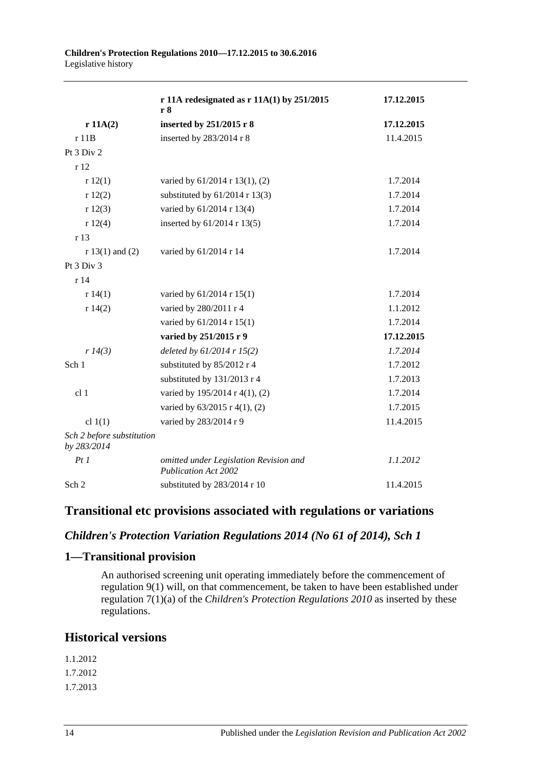| | | |
|---|---|---|
| | **r 11A redesignated as r 11A(1) by 251/2015 r 8** | **17.12.2015** |
| **r 11A(2)** | **inserted by 251/2015 r 8** | **17.12.2015** |
| r 11B | inserted by 283/2014 r 8 | 11.4.2015 |
| Pt 3 Div 2 | | |
| r 12 | | |
| r 12(1) | varied by 61/2014 r 13(1), (2) | 1.7.2014 |
| r 12(2) | substituted by 61/2014 r 13(3) | 1.7.2014 |
| r 12(3) | varied by 61/2014 r 13(4) | 1.7.2014 |
| r 12(4) | inserted by 61/2014 r 13(5) | 1.7.2014 |
| r 13 | | |
| r 13(1) and (2) | varied by 61/2014 r 14 | 1.7.2014 |
| Pt 3 Div 3 | | |
| r 14 | | |
| r 14(1) | varied by 61/2014 r 15(1) | 1.7.2014 |
| r 14(2) | varied by 280/2011 r 4 | 1.1.2012 |
| | varied by 61/2014 r 15(1) | 1.7.2014 |
| | **varied by 251/2015 r 9** | **17.12.2015** |
| *r 14(3)* | *deleted by 61/2014 r 15(2)* | *1.7.2014* |
| Sch 1 | substituted by 85/2012 r 4 | 1.7.2012 |
| | substituted by 131/2013 r 4 | 1.7.2013 |
| cl 1 | varied by 195/2014 r 4(1), (2) | 1.7.2014 |
| | varied by 63/2015 r 4(1), (2) | 1.7.2015 |
| cl 1(1) | varied by 283/2014 r 9 | 11.4.2015 |
| *Sch 2 before substitution by 283/2014* | | |
| *Pt 1* | *omitted under Legislation Revision and Publication Act 2002* | *1.1.2012* |
| Sch 2 | substituted by 283/2014 r 10 | 11.4.2015 |

## Transitional etc provisions associated with regulations or variations

### *Children's Protection Variation Regulations 2014 (No 61 of 2014), Sch 1*

### 1—Transitional provision

An authorised screening unit operating immediately before the commencement of regulation 9(1) will, on that commencement, be taken to have been established under regulation 7(1)(a) of the *Children's Protection Regulations 2010* as inserted by these regulations.

## Historical versions

1.1.2012

1.7.2012

1.7.2013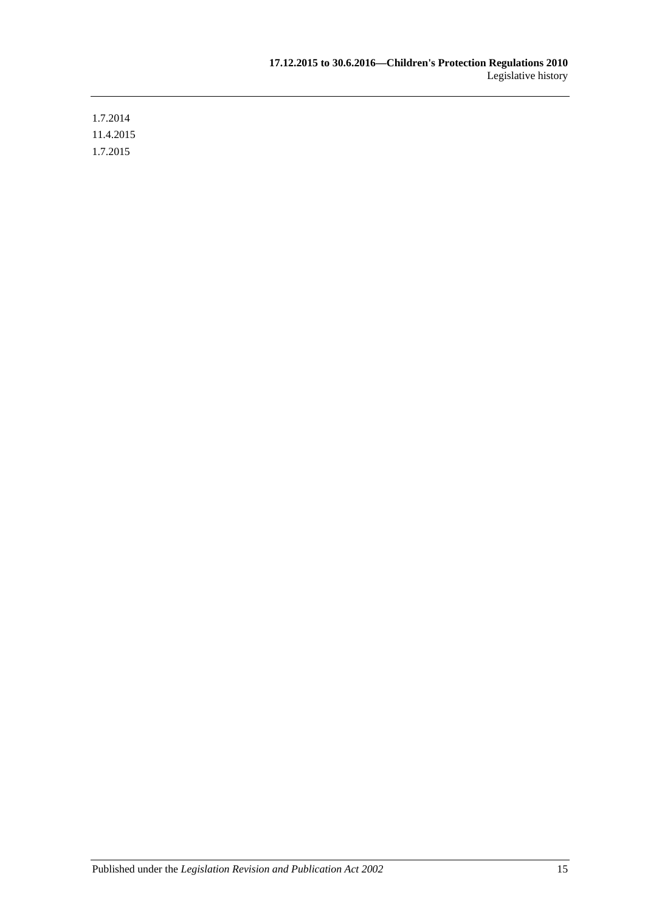1.7.2014

11.4.2015

1.7.2015